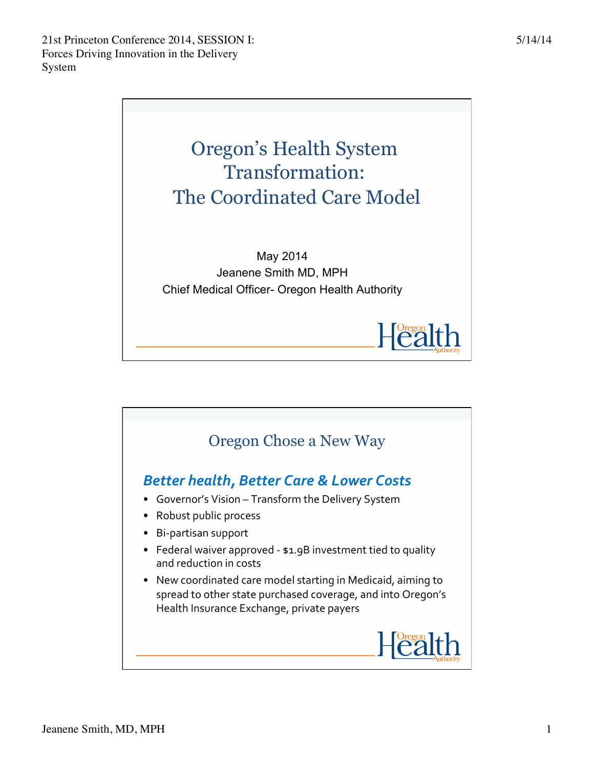# Oregon's Health System Transformation: The Coordinated Care Model

May 2014
Jeanene Smith MD, MPH
Chief Medical Officer- Oregon Health Authority

## Oregon Chose a New Way

***Better health, Better Care & Lower Costs***

- Governor's Vision – Transform the Delivery System
- Robust public process
- Bi-partisan support
- Federal waiver approved - $1.9B investment tied to quality and reduction in costs
- New coordinated care model starting in Medicaid, aiming to spread to other state purchased coverage, and into Oregon's Health Insurance Exchange, private payers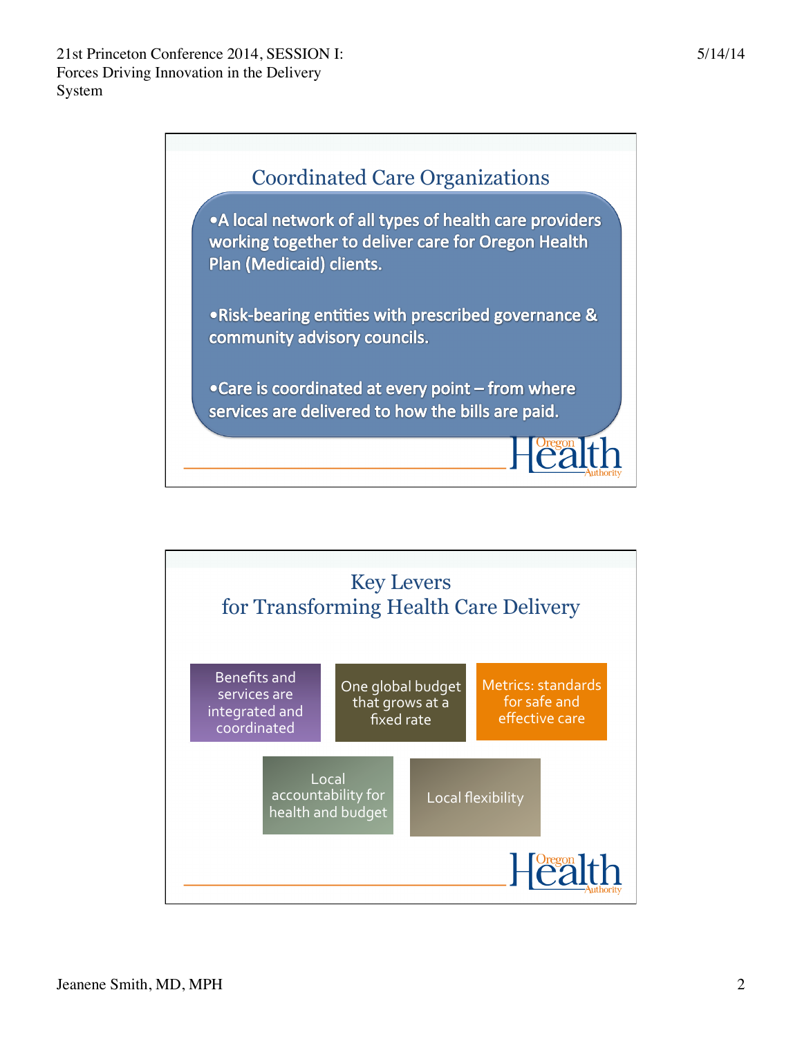## Coordinated Care Organizations

- A local network of all types of health care providers working together to deliver care for Oregon Health Plan (Medicaid) clients.
- Risk-bearing entities with prescribed governance & community advisory councils.
- Care is coordinated at every point – from where services are delivered to how the bills are paid.

Oregon Health Authority

## Key Levers for Transforming Health Care Delivery

- Benefits and services are integrated and coordinated
- One global budget that grows at a fixed rate
- Metrics: standards for safe and effective care
- Local accountability for health and budget
- Local flexibility

Oregon Health Authority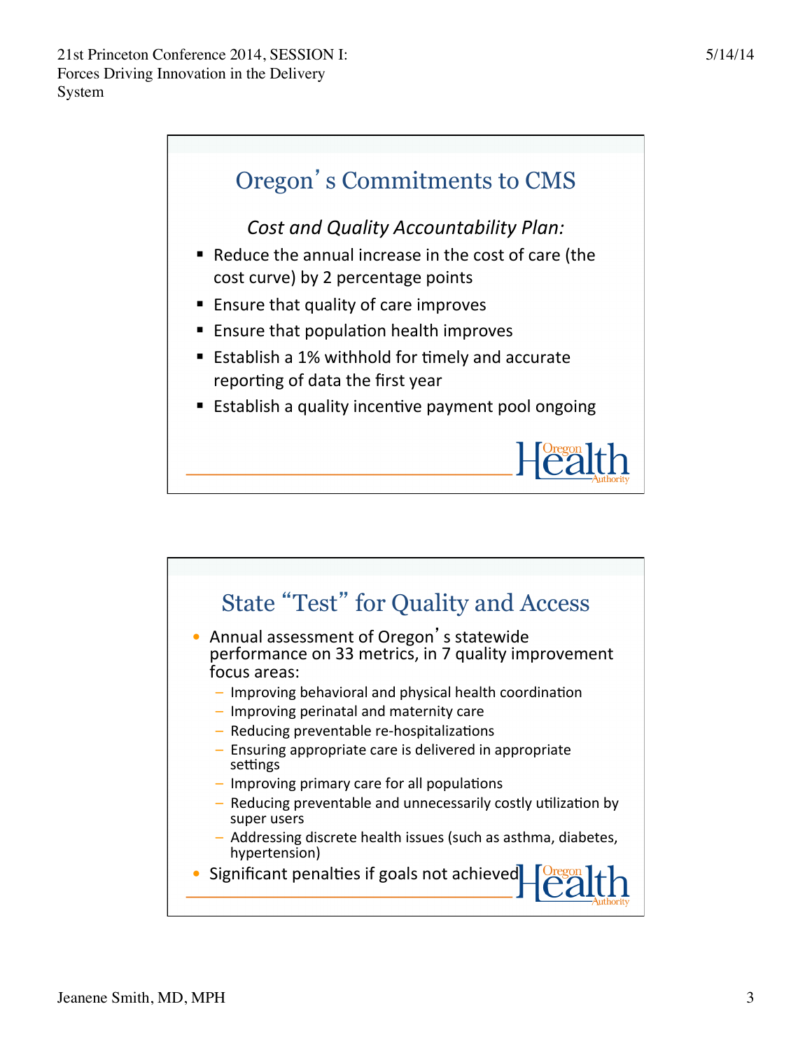## Oregon's Commitments to CMS

*Cost and Quality Accountability Plan:*

- Reduce the annual increase in the cost of care (the cost curve) by 2 percentage points
- Ensure that quality of care improves
- Ensure that population health improves
- Establish a 1% withhold for timely and accurate reporting of data the first year
- Establish a quality incentive payment pool ongoing

## State "Test" for Quality and Access

- Annual assessment of Oregon's statewide performance on 33 metrics, in 7 quality improvement focus areas:
  - Improving behavioral and physical health coordination
  - Improving perinatal and maternity care
  - Reducing preventable re-hospitalizations
  - Ensuring appropriate care is delivered in appropriate settings
  - Improving primary care for all populations
  - Reducing preventable and unnecessarily costly utilization by super users
  - Addressing discrete health issues (such as asthma, diabetes, hypertension)
- Significant penalties if goals not achieved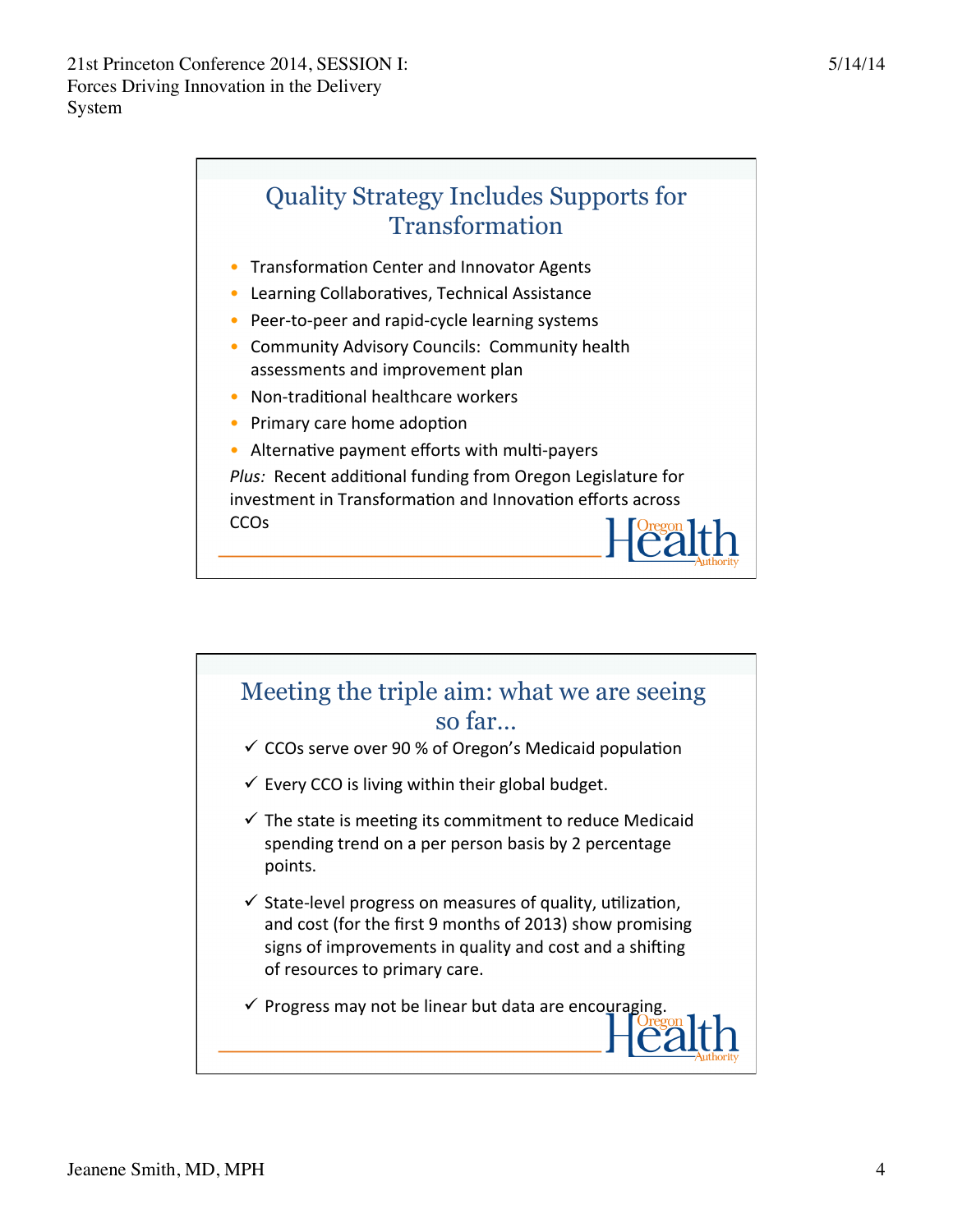## Quality Strategy Includes Supports for Transformation

- Transformation Center and Innovator Agents
- Learning Collaboratives, Technical Assistance
- Peer-to-peer and rapid-cycle learning systems
- Community Advisory Councils: Community health assessments and improvement plan
- Non-traditional healthcare workers
- Primary care home adoption
- Alternative payment efforts with multi-payers

*Plus:* Recent additional funding from Oregon Legislature for investment in Transformation and Innovation efforts across CCOs

Oregon Health Authority

## Meeting the triple aim: what we are seeing so far…

- ✓ CCOs serve over 90 % of Oregon's Medicaid population
- ✓ Every CCO is living within their global budget.
- ✓ The state is meeting its commitment to reduce Medicaid spending trend on a per person basis by 2 percentage points.
- ✓ State-level progress on measures of quality, utilization, and cost (for the first 9 months of 2013) show promising signs of improvements in quality and cost and a shifting of resources to primary care.
- ✓ Progress may not be linear but data are encouraging.

Oregon Health Authority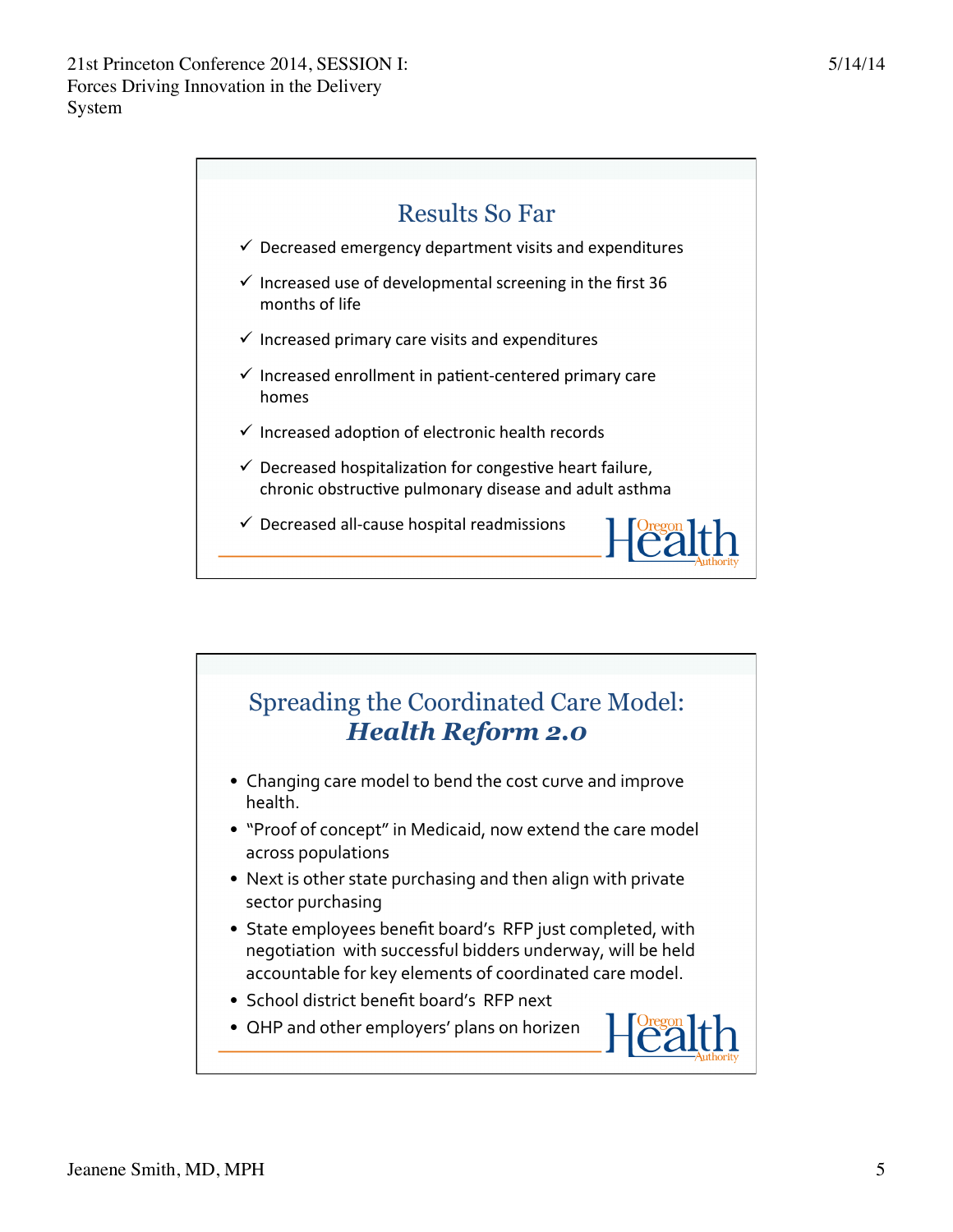## Results So Far

- ✓ Decreased emergency department visits and expenditures
- ✓ Increased use of developmental screening in the first 36 months of life
- ✓ Increased primary care visits and expenditures
- ✓ Increased enrollment in patient-centered primary care homes
- ✓ Increased adoption of electronic health records
- ✓ Decreased hospitalization for congestive heart failure, chronic obstructive pulmonary disease and adult asthma
- ✓ Decreased all-cause hospital readmissions

Oregon Health Authority

## Spreading the Coordinated Care Model: ***Health Reform 2.0***

- Changing care model to bend the cost curve and improve health.
- "Proof of concept" in Medicaid, now extend the care model across populations
- Next is other state purchasing and then align with private sector purchasing
- State employees benefit board's RFP just completed, with negotiation with successful bidders underway, will be held accountable for key elements of coordinated care model.
- School district benefit board's RFP next
- QHP and other employers' plans on horizen

Oregon Health Authority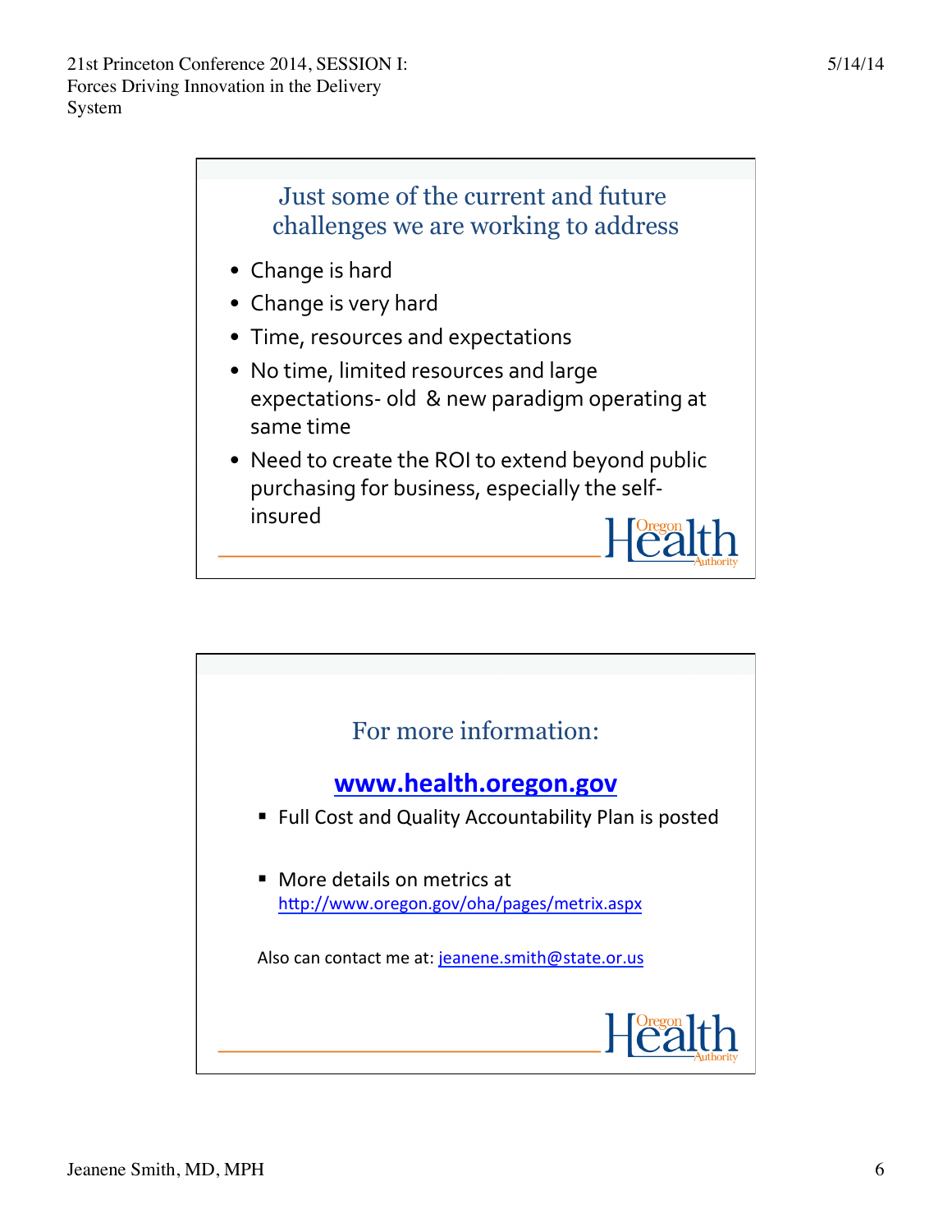## Just some of the current and future challenges we are working to address

- Change is hard
- Change is very hard
- Time, resources and expectations
- No time, limited resources and large expectations- old & new paradigm operating at same time
- Need to create the ROI to extend beyond public purchasing for business, especially the self-insured

## For more information:

**www.health.oregon.gov**

- Full Cost and Quality Accountability Plan is posted
- More details on metrics at http://www.oregon.gov/oha/pages/metrix.aspx

Also can contact me at: jeanene.smith@state.or.us